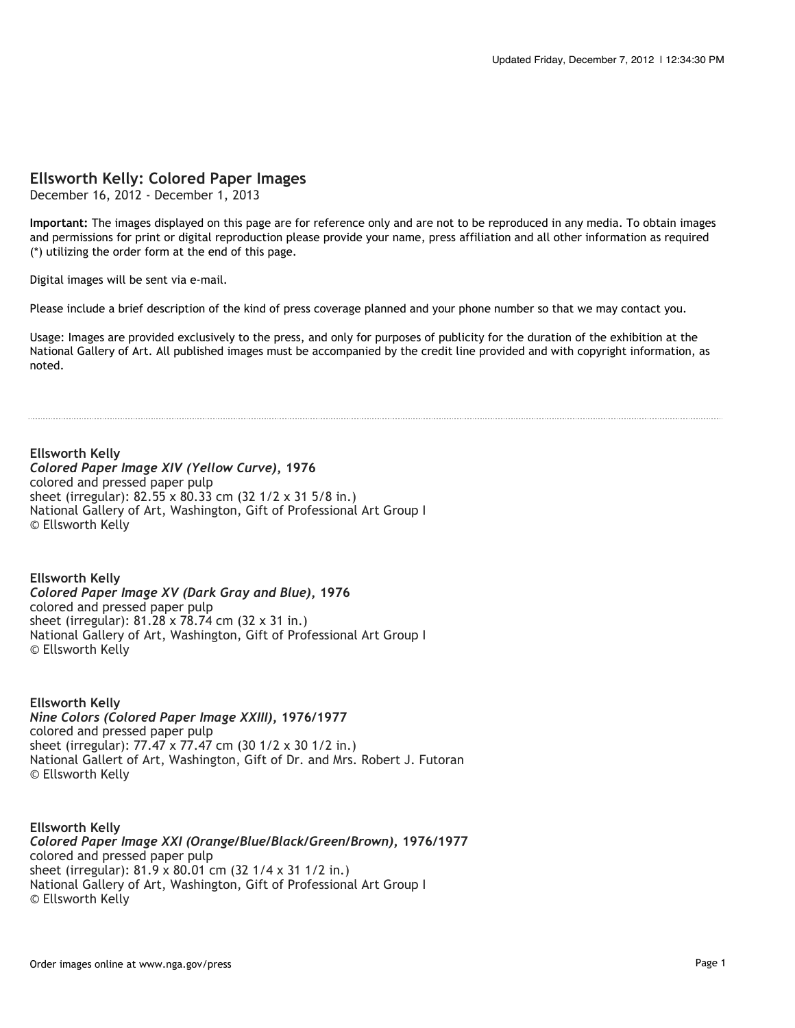Updated Friday, December 7, 2012 | 12:34:30 PM

## Ellsworth Kelly: Colored Paper Images

December 16, 2012 - December 1, 2013

**Important:** The images displayed on this page are for reference only and are not to be reproduced in any media. To obtain images and permissions for print or digital reproduction please provide your name, press affiliation and all other information as required (*) utilizing the order form at the end of this page.

Digital images will be sent via e-mail.

Please include a brief description of the kind of press coverage planned and your phone number so that we may contact you.

Usage: Images are provided exclusively to the press, and only for purposes of publicity for the duration of the exhibition at the National Gallery of Art. All published images must be accompanied by the credit line provided and with copyright information, as noted.

---

**Ellsworth Kelly**
***Colored Paper Image XIV (Yellow Curve),* 1976**
colored and pressed paper pulp
sheet (irregular): 82.55 x 80.33 cm (32 1/2 x 31 5/8 in.)
National Gallery of Art, Washington, Gift of Professional Art Group I
© Ellsworth Kelly

**Ellsworth Kelly**
***Colored Paper Image XV (Dark Gray and Blue),* 1976**
colored and pressed paper pulp
sheet (irregular): 81.28 x 78.74 cm (32 x 31 in.)
National Gallery of Art, Washington, Gift of Professional Art Group I
© Ellsworth Kelly

**Ellsworth Kelly**
***Nine Colors (Colored Paper Image XXIII),* 1976/1977**
colored and pressed paper pulp
sheet (irregular): 77.47 x 77.47 cm (30 1/2 x 30 1/2 in.)
National Gallert of Art, Washington, Gift of Dr. and Mrs. Robert J. Futoran
© Ellsworth Kelly

**Ellsworth Kelly**
***Colored Paper Image XXI (Orange/Blue/Black/Green/Brown),* 1976/1977**
colored and pressed paper pulp
sheet (irregular): 81.9 x 80.01 cm (32 1/4 x 31 1/2 in.)
National Gallery of Art, Washington, Gift of Professional Art Group I
© Ellsworth Kelly

Order images online at www.nga.gov/press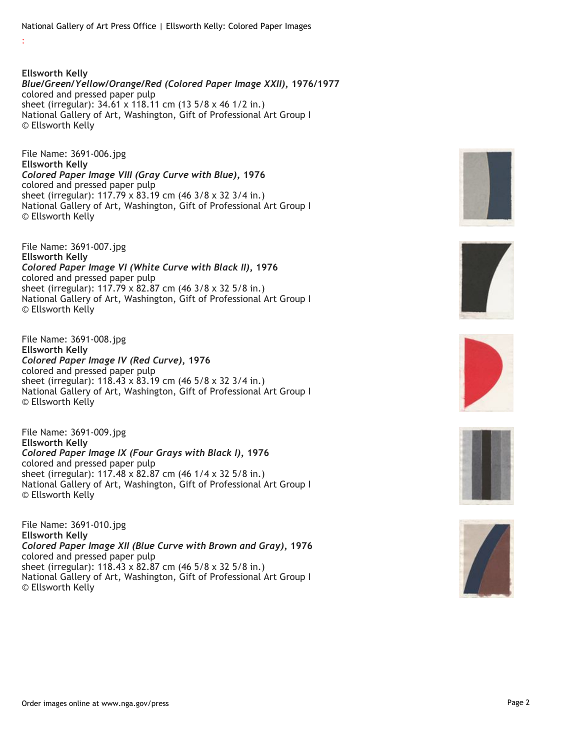:

**Ellsworth Kelly**
***Blue/Green/Yellow/Orange/Red (Colored Paper Image XXII),* 1976/1977**
colored and pressed paper pulp
sheet (irregular): 34.61 x 118.11 cm (13 5/8 x 46 1/2 in.)
National Gallery of Art, Washington, Gift of Professional Art Group I
© Ellsworth Kelly

File Name: 3691-006.jpg
**Ellsworth Kelly**
***Colored Paper Image VIII (Gray Curve with Blue),* 1976**
colored and pressed paper pulp
sheet (irregular): 117.79 x 83.19 cm (46 3/8 x 32 3/4 in.)
National Gallery of Art, Washington, Gift of Professional Art Group I
© Ellsworth Kelly

File Name: 3691-007.jpg
**Ellsworth Kelly**
***Colored Paper Image VI (White Curve with Black II),* 1976**
colored and pressed paper pulp
sheet (irregular): 117.79 x 82.87 cm (46 3/8 x 32 5/8 in.)
National Gallery of Art, Washington, Gift of Professional Art Group I
© Ellsworth Kelly

File Name: 3691-008.jpg
**Ellsworth Kelly**
***Colored Paper Image IV (Red Curve),* 1976**
colored and pressed paper pulp
sheet (irregular): 118.43 x 83.19 cm (46 5/8 x 32 3/4 in.)
National Gallery of Art, Washington, Gift of Professional Art Group I
© Ellsworth Kelly

File Name: 3691-009.jpg
**Ellsworth Kelly**
***Colored Paper Image IX (Four Grays with Black I),* 1976**
colored and pressed paper pulp
sheet (irregular): 117.48 x 82.87 cm (46 1/4 x 32 5/8 in.)
National Gallery of Art, Washington, Gift of Professional Art Group I
© Ellsworth Kelly

File Name: 3691-010.jpg
**Ellsworth Kelly**
***Colored Paper Image XII (Blue Curve with Brown and Gray),* 1976**
colored and pressed paper pulp
sheet (irregular): 118.43 x 82.87 cm (46 5/8 x 32 5/8 in.)
National Gallery of Art, Washington, Gift of Professional Art Group I
© Ellsworth Kelly

Order images online at www.nga.gov/press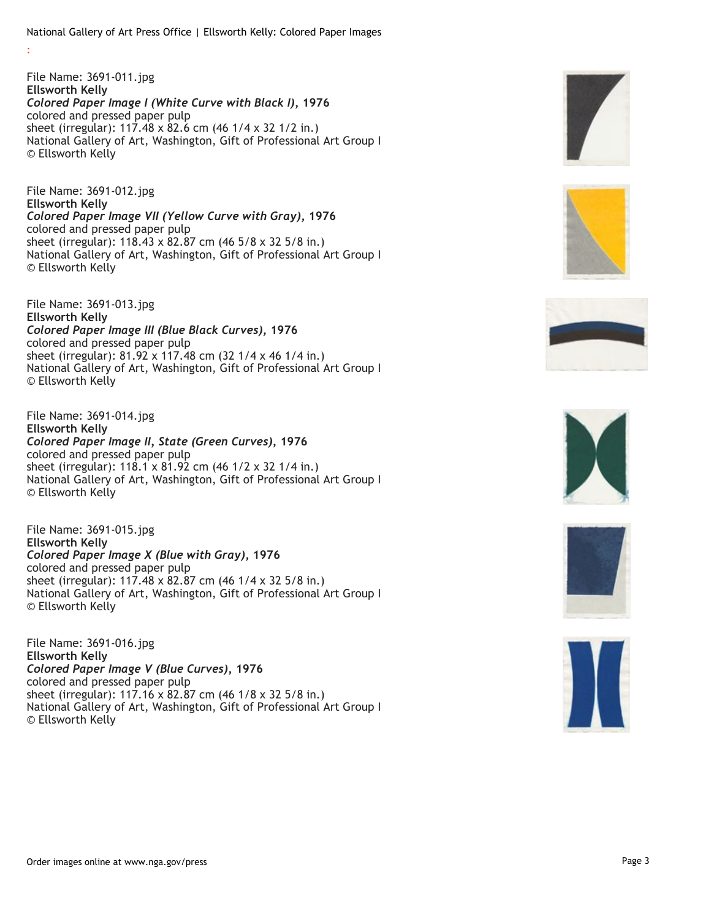:

File Name: 3691-011.jpg
**Ellsworth Kelly**
***Colored Paper Image I (White Curve with Black I)*, 1976**
colored and pressed paper pulp
sheet (irregular): 117.48 x 82.6 cm (46 1/4 x 32 1/2 in.)
National Gallery of Art, Washington, Gift of Professional Art Group I
© Ellsworth Kelly

File Name: 3691-012.jpg
**Ellsworth Kelly**
***Colored Paper Image VII (Yellow Curve with Gray)*, 1976**
colored and pressed paper pulp
sheet (irregular): 118.43 x 82.87 cm (46 5/8 x 32 5/8 in.)
National Gallery of Art, Washington, Gift of Professional Art Group I
© Ellsworth Kelly

File Name: 3691-013.jpg
**Ellsworth Kelly**
***Colored Paper Image III (Blue Black Curves)*, 1976**
colored and pressed paper pulp
sheet (irregular): 81.92 x 117.48 cm (32 1/4 x 46 1/4 in.)
National Gallery of Art, Washington, Gift of Professional Art Group I
© Ellsworth Kelly

File Name: 3691-014.jpg
**Ellsworth Kelly**
***Colored Paper Image II, State (Green Curves)*, 1976**
colored and pressed paper pulp
sheet (irregular): 118.1 x 81.92 cm (46 1/2 x 32 1/4 in.)
National Gallery of Art, Washington, Gift of Professional Art Group I
© Ellsworth Kelly

File Name: 3691-015.jpg
**Ellsworth Kelly**
***Colored Paper Image X (Blue with Gray)*, 1976**
colored and pressed paper pulp
sheet (irregular): 117.48 x 82.87 cm (46 1/4 x 32 5/8 in.)
National Gallery of Art, Washington, Gift of Professional Art Group I
© Ellsworth Kelly

File Name: 3691-016.jpg
**Ellsworth Kelly**
***Colored Paper Image V (Blue Curves)*, 1976**
colored and pressed paper pulp
sheet (irregular): 117.16 x 82.87 cm (46 1/8 x 32 5/8 in.)
National Gallery of Art, Washington, Gift of Professional Art Group I
© Ellsworth Kelly

Order images online at www.nga.gov/press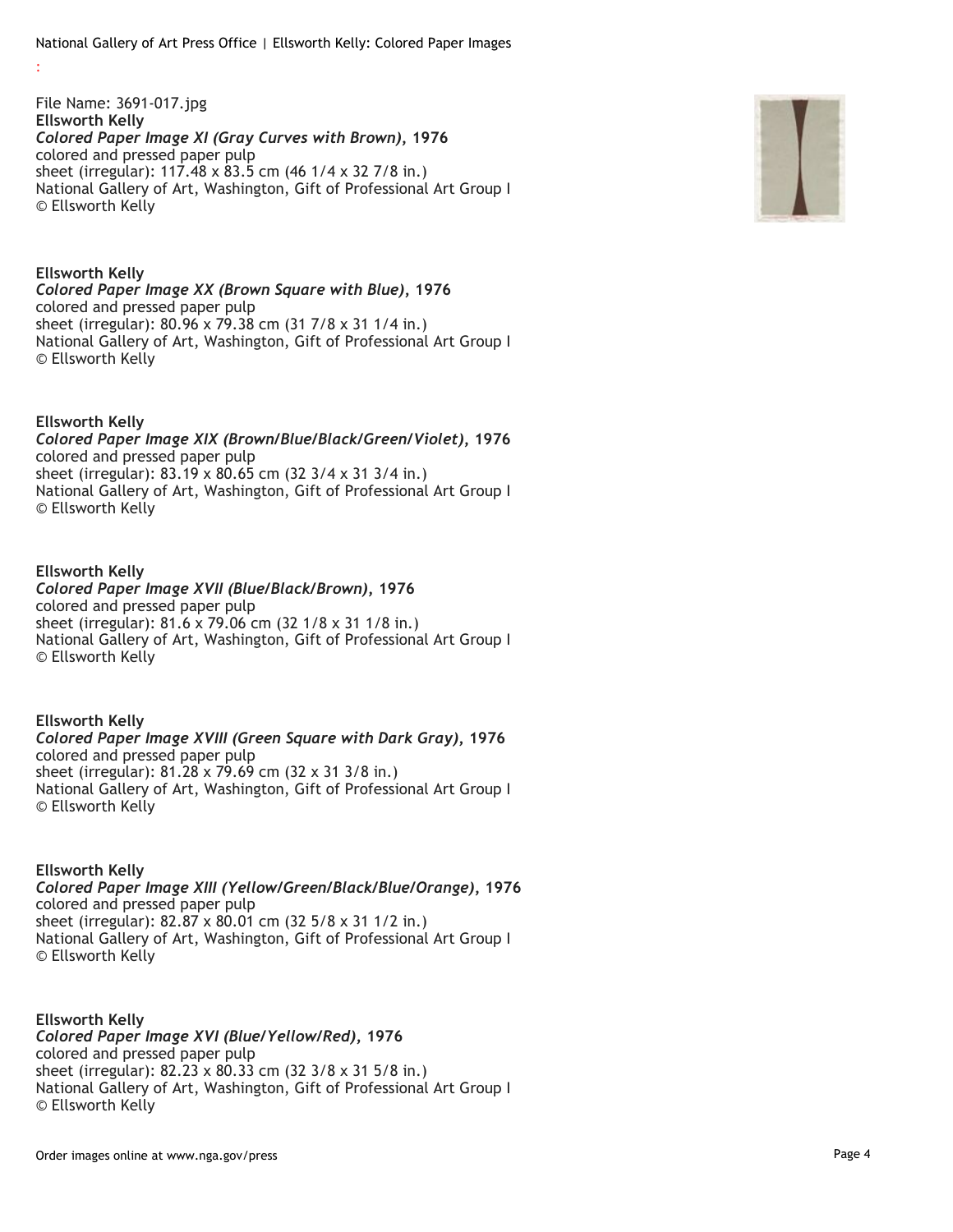:

File Name: 3691-017.jpg
**Ellsworth Kelly**
***Colored Paper Image XI (Gray Curves with Brown),* 1976**
colored and pressed paper pulp
sheet (irregular): 117.48 x 83.5 cm (46 1/4 x 32 7/8 in.)
National Gallery of Art, Washington, Gift of Professional Art Group I
© Ellsworth Kelly

**Ellsworth Kelly**
***Colored Paper Image XX (Brown Square with Blue),* 1976**
colored and pressed paper pulp
sheet (irregular): 80.96 x 79.38 cm (31 7/8 x 31 1/4 in.)
National Gallery of Art, Washington, Gift of Professional Art Group I
© Ellsworth Kelly

**Ellsworth Kelly**
***Colored Paper Image XIX (Brown/Blue/Black/Green/Violet),* 1976**
colored and pressed paper pulp
sheet (irregular): 83.19 x 80.65 cm (32 3/4 x 31 3/4 in.)
National Gallery of Art, Washington, Gift of Professional Art Group I
© Ellsworth Kelly

**Ellsworth Kelly**
***Colored Paper Image XVII (Blue/Black/Brown),* 1976**
colored and pressed paper pulp
sheet (irregular): 81.6 x 79.06 cm (32 1/8 x 31 1/8 in.)
National Gallery of Art, Washington, Gift of Professional Art Group I
© Ellsworth Kelly

**Ellsworth Kelly**
***Colored Paper Image XVIII (Green Square with Dark Gray),* 1976**
colored and pressed paper pulp
sheet (irregular): 81.28 x 79.69 cm (32 x 31 3/8 in.)
National Gallery of Art, Washington, Gift of Professional Art Group I
© Ellsworth Kelly

**Ellsworth Kelly**
***Colored Paper Image XIII (Yellow/Green/Black/Blue/Orange),* 1976**
colored and pressed paper pulp
sheet (irregular): 82.87 x 80.01 cm (32 5/8 x 31 1/2 in.)
National Gallery of Art, Washington, Gift of Professional Art Group I
© Ellsworth Kelly

**Ellsworth Kelly**
***Colored Paper Image XVI (Blue/Yellow/Red),* 1976**
colored and pressed paper pulp
sheet (irregular): 82.23 x 80.33 cm (32 3/8 x 31 5/8 in.)
National Gallery of Art, Washington, Gift of Professional Art Group I
© Ellsworth Kelly